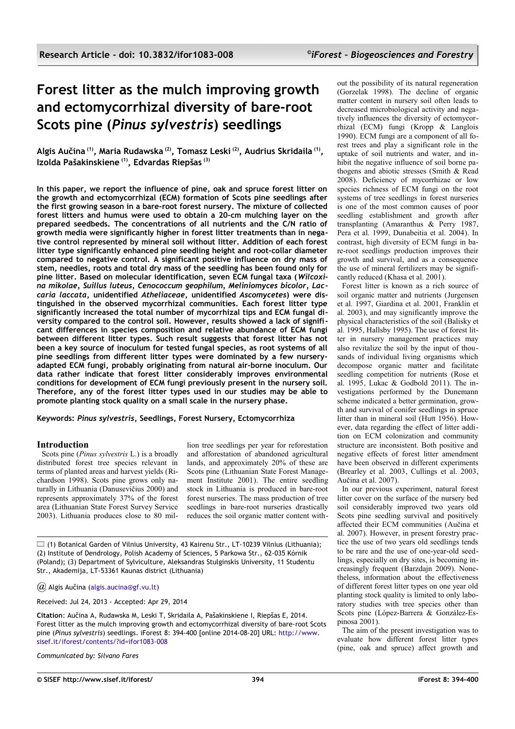# Forest litter as the mulch improving growth and ectomycorrhizal diversity of bare-root Scots pine (*Pinus sylvestris*) seedlings

**Algis Aučina [(1)], Maria Rudawska [(2)], Tomasz Leski [(2)], Audrius Skridaila [(1)], Izolda Pašakinskiene [(1)], Edvardas Riepšas [(3)]**

**In this paper, we report the influence of pine, oak and spruce forest litter on the growth and ectomycorrhizal (ECM) formation of Scots pine seedlings after the first growing season in a bare-root forest nursery. The mixture of collected forest litters and humus were used to obtain a 20-cm mulching layer on the prepared seedbeds. The concentrations of all nutrients and the C/N ratio of growth media were significantly higher in forest litter treatments than in negative control represented by mineral soil without litter. Addition of each forest litter type significantly enhanced pine seedling height and root-collar diameter compared to negative control. A significant positive influence on dry mass of stem, needles, roots and total dry mass of the seedling has been found only for pine litter. Based on molecular identification, seven ECM fungal taxa (*Wilcoxina mikolae*, *Suillus luteus*, *Cenococcum geophilum*, *Meliniomyces bicolor*, *Laccaria laccata*, unidentified *Atheliaceae*, unidentified *Ascomycetes*) were distinguished in the observed mycorrhizal communities. Each forest litter type significantly increased the total number of mycorrhizal tips and ECM fungal diversity compared to the control soil. However, results showed a lack of significant differences in species composition and relative abundance of ECM fungi between different litter types. Such result suggests that forest litter has not been a key source of inoculum for tested fungal species, as root systems of all pine seedlings from different litter types were dominated by a few nursery-adapted ECM fungi, probably originating from natural air-borne inoculum. Our data rather indicate that forest litter considerably improves environmental conditions for development of ECM fungi previously present in the nursery soil. Therefore, any of the forest litter types used in our studies may be able to promote planting stock quality on a small scale in the nursery phase.**

**Keywords: *Pinus sylvestris*, Seedlings, Forest Nursery, Ectomycorrhiza**

## Introduction

Scots pine (*Pinus sylvestris* L.) is a broadly distributed forest tree species relevant in terms of planted areas and harvest yields (Richardson 1998). Scots pine grows only naturally in Lithuania (Danusevičius 2000) and represents approximately 37% of the forest area (Lithuanian State Forest Survey Service 2003). Lithuania produces close to 80 million tree seedlings per year for reforestation and afforestation of abandoned agricultural lands, and approximately 20% of these are Scots pine (Lithuanian State Forest Management Institute 2001). The entire seedling stock in Lithuania is produced in bare-root forest nurseries. The mass production of tree seedlings in bare-root nurseries drastically reduces the soil organic matter content without the possibility of its natural regeneration (Gorzelak 1998). The decline of organic matter content in nursery soil often leads to decreased microbiological activity and negatively influences the diversity of ectomycorrhizal (ECM) fungi (Kropp & Langlois 1990). ECM fungi are a component of all forest trees and play a significant role in the uptake of soil nutrients and water, and inhibit the negative influence of soil borne pathogens and abiotic stresses (Smith & Read 2008). Deficiency of mycorrhizae or low species richness of ECM fungi on the root systems of tree seedlings in forest nurseries is one of the most common causes of poor seedling establishment and growth after transplanting (Amaranthus & Perry 1987, Pera et al. 1999, Dunabeitia et al. 2004). In contrast, high diversity of ECM fungi in bare-root seedlings production improves their growth and survival, and as a consequence the use of mineral fertilizers may be significantly reduced (Khasa et al. 2001).

Forest litter is known as a rich source of soil organic matter and nutrients (Jurgensen et al. 1997, Giardina et al. 2001, Franklin et al. 2003), and may significantly improve the physical characteristics of the soil (Balisky et al. 1995, Hallsby 1995). The use of forest litter in nursery management practices may also revitalize the soil by the input of thousands of individual living organisms which decompose organic matter and facilitate seedling competition for nutrients (Rose et al. 1995, Lukac & Godbold 2011). The investigations performed by the Dunemann scheme indicated a better germination, growth and survival of conifer seedlings in spruce litter than in mineral soil (Hutt 1956). However, data regarding the effect of litter addition on ECM colonization and community structure are inconsistent. Both positive and negative effects of forest litter amendment have been observed in different experiments (Brearley et al. 2003, Cullings et al. 2003, Aučina et al. 2007).

In our previous experiment, natural forest litter cover on the surface of the nursery bed soil considerably improved two years old Scots pine seedling survival and positively affected their ECM communities (Aučina et al. 2007). However, in present forestry practice the use of two years old seedlings tends to be rare and the use of one-year-old seedlings, especially on dry sites, is becoming increasingly frequent (Barzdajn 2009). Nonetheless, information about the effectiveness of different forest litter types on one year old planting stock quality is limited to only laboratory studies with tree species other than Scots pine (López-Barrera & González-Espinosa 2001).

The aim of the present investigation was to evaluate how different forest litter types (pine, oak and spruce) affect growth and

(1) Botanical Garden of Vilnius University, 43 Kairenu Str., LT-10239 Vilnius (Lithuania); (2) Institute of Dendrology, Polish Academy of Sciences, 5 Parkowa Str., 62-035 Kórnik (Poland); (3) Department of Sylviculture, Aleksandras Stulginskis University, 11 Studentu Str., Akademija, LT-53361 Kaunas district (Lithuania)

@ Algis Aučina (algis.aucina@gf.vu.lt)

Received: Jul 24, 2013 - Accepted: Apr 29, 2014

**Citation**: Aučina A, Rudawska M, Leski T, Skridaila A, Pašakinskiene I, Riepšas E, 2014. Forest litter as the mulch improving growth and ectomycorrhizal diversity of bare-root Scots pine (*Pinus sylvestris*) seedlings. iForest 8: 394-400 [online 2014-08-20] URL: http://www.sisef.it/iforest/contents/?id=ifor1083-008

*Communicated by: Silvano Fares*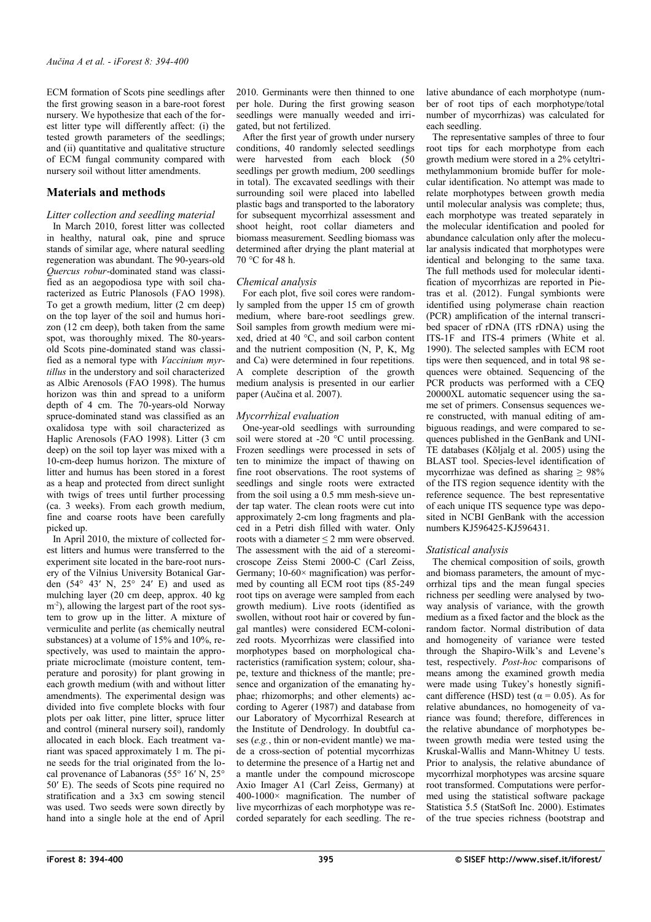ECM formation of Scots pine seedlings after the first growing season in a bare-root forest nursery. We hypothesize that each of the forest litter type will differently affect: (i) the tested growth parameters of the seedlings; and (ii) quantitative and qualitative structure of ECM fungal community compared with nursery soil without litter amendments.

## Materials and methods

### Litter collection and seedling material

In March 2010, forest litter was collected in healthy, natural oak, pine and spruce stands of similar age, where natural seedling regeneration was abundant. The 90-years-old *Quercus robur*-dominated stand was classified as an aegopodiosa type with soil characterized as Eutric Planosols (FAO 1998). To get a growth medium, litter (2 cm deep) on the top layer of the soil and humus horizon (12 cm deep), both taken from the same spot, was thoroughly mixed. The 80-years-old Scots pine-dominated stand was classified as a nemoral type with *Vaccinium myrtillus* in the understory and soil characterized as Albic Arenosols (FAO 1998). The humus horizon was thin and spread to a uniform depth of 4 cm. The 70-years-old Norway spruce-dominated stand was classified as an oxalidosa type with soil characterized as Haplic Arenosols (FAO 1998). Litter (3 cm deep) on the soil top layer was mixed with a 10-cm-deep humus horizon. The mixture of litter and humus has been stored in a forest as a heap and protected from direct sunlight with twigs of trees until further processing (ca. 3 weeks). From each growth medium, fine and coarse roots have been carefully picked up.

In April 2010, the mixture of collected forest litters and humus were transferred to the experiment site located in the bare-root nursery of the Vilnius University Botanical Garden (54° 43′ N, 25° 24′ E) and used as mulching layer (20 cm deep, approx. 40 kg m$^{-2}$), allowing the largest part of the root system to grow up in the litter. A mixture of vermiculite and perlite (as chemically neutral substances) at a volume of 15% and 10%, respectively, was used to maintain the appropriate microclimate (moisture content, temperature and porosity) for plant growing in each growth medium (with and without litter amendments). The experimental design was divided into five complete blocks with four plots per oak litter, pine litter, spruce litter and control (mineral nursery soil), randomly allocated in each block. Each treatment variant was spaced approximately 1 m. The pine seeds for the trial originated from the local provenance of Labanoras (55° 16′ N, 25° 50′ E). The seeds of Scots pine required no stratification and a 3x3 cm sowing stencil was used. Two seeds were sown directly by hand into a single hole at the end of April 2010. Germinants were then thinned to one per hole. During the first growing season seedlings were manually weeded and irrigated, but not fertilized.

After the first year of growth under nursery conditions, 40 randomly selected seedlings were harvested from each block (50 seedlings per growth medium, 200 seedlings in total). The excavated seedlings with their surrounding soil were placed into labelled plastic bags and transported to the laboratory for subsequent mycorrhizal assessment and shoot height, root collar diameters and biomass measurement. Seedling biomass was determined after drying the plant material at 70 °C for 48 h.

### Chemical analysis

For each plot, five soil cores were randomly sampled from the upper 15 cm of growth medium, where bare-root seedlings grew. Soil samples from growth medium were mixed, dried at 40 °C, and soil carbon content and the nutrient composition (N, P, K, Mg and Ca) were determined in four repetitions. A complete description of the growth medium analysis is presented in our earlier paper (Aučina et al. 2007).

### Mycorrhizal evaluation

One-year-old seedlings with surrounding soil were stored at -20 °C until processing. Frozen seedlings were processed in sets of ten to minimize the impact of thawing on fine root observations. The root systems of seedlings and single roots were extracted from the soil using a 0.5 mm mesh-sieve under tap water. The clean roots were cut into approximately 2-cm long fragments and placed in a Petri dish filled with water. Only roots with a diameter ≤ 2 mm were observed. The assessment with the aid of a stereomicroscope Zeiss Stemi 2000-C (Carl Zeiss, Germany; 10-60× magnification) was performed by counting all ECM root tips (85-249 root tips on average were sampled from each growth medium). Live roots (identified as swollen, without root hair or covered by fungal mantles) were considered ECM-colonized roots. Mycorrhizas were classified into morphotypes based on morphological characteristics (ramification system; colour, shape, texture and thickness of the mantle; presence and organization of the emanating hyphae; rhizomorphs; and other elements) according to Agerer (1987) and database from our Laboratory of Mycorrhizal Research at the Institute of Dendrology. In doubtful cases (*e.g.*, thin or non-evident mantle) we made a cross-section of potential mycorrhizas to determine the presence of a Hartig net and a mantle under the compound microscope Axio Imager A1 (Carl Zeiss, Germany) at 400-1000× magnification. The number of live mycorrhizas of each morphotype was recorded separately for each seedling. The relative abundance of each morphotype (number of root tips of each morphotype/total number of mycorrhizas) was calculated for each seedling.

The representative samples of three to four root tips for each morphotype from each growth medium were stored in a 2% cetyltrimethylammonium bromide buffer for molecular identification. No attempt was made to relate morphotypes between growth media until molecular analysis was complete; thus, each morphotype was treated separately in the molecular identification and pooled for abundance calculation only after the molecular analysis indicated that morphotypes were identical and belonging to the same taxa. The full methods used for molecular identification of mycorrhizas are reported in Pietras et al. (2012). Fungal symbionts were identified using polymerase chain reaction (PCR) amplification of the internal transcribed spacer of rDNA (ITS rDNA) using the ITS-1F and ITS-4 primers (White et al. 1990). The selected samples with ECM root tips were then sequenced, and in total 98 sequences were obtained. Sequencing of the PCR products was performed with a CEQ 20000XL automatic sequencer using the same set of primers. Consensus sequences were constructed, with manual editing of ambiguous readings, and were compared to sequences published in the GenBank and UNITE databases (Kõljalg et al. 2005) using the BLAST tool. Species-level identification of mycorrhizae was defined as sharing ≥ 98% of the ITS region sequence identity with the reference sequence. The best representative of each unique ITS sequence type was deposited in NCBI GenBank with the accession numbers KJ596425-KJ596431.

### Statistical analysis

The chemical composition of soils, growth and biomass parameters, the amount of mycorrhizal tips and the mean fungal species richness per seedling were analysed by two-way analysis of variance, with the growth medium as a fixed factor and the block as the random factor. Normal distribution of data and homogeneity of variance were tested through the Shapiro-Wilk's and Levene's test, respectively. *Post-hoc* comparisons of means among the examined growth media were made using Tukey's honestly significant difference (HSD) test ($\alpha = 0.05$). As for relative abundances, no homogeneity of variance was found; therefore, differences in the relative abundance of morphotypes between growth media were tested using the Kruskal-Wallis and Mann-Whitney U tests. Prior to analysis, the relative abundance of mycorrhizal morphotypes was arcsine square root transformed. Computations were performed using the statistical software package Statistica 5.5 (StatSoft Inc. 2000). Estimates of the true species richness (bootstrap and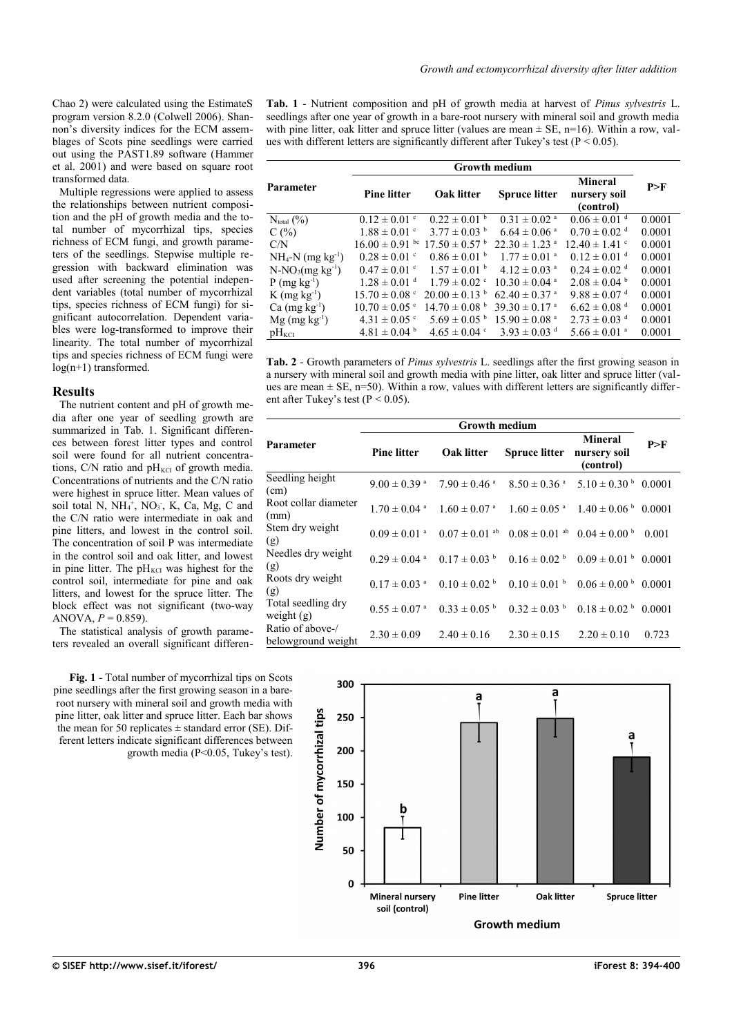Chao 2) were calculated using the EstimateS program version 8.2.0 (Colwell 2006). Shannon's diversity indices for the ECM assemblages of Scots pine seedlings were carried out using the PAST1.89 software (Hammer et al. 2001) and were based on square root transformed data.

Multiple regressions were applied to assess the relationships between nutrient composition and the pH of growth media and the total number of mycorrhizal tips, species richness of ECM fungi, and growth parameters of the seedlings. Stepwise multiple regression with backward elimination was used after screening the potential independent variables (total number of mycorrhizal tips, species richness of ECM fungi) for significant autocorrelation. Dependent variables were log-transformed to improve their linearity. The total number of mycorrhizal tips and species richness of ECM fungi were log(n+1) transformed.

## Results

The nutrient content and pH of growth media after one year of seedling growth are summarized in Tab. 1. Significant differences between forest litter types and control soil were found for all nutrient concentrations, C/N ratio and $pH_{KCl}$ of growth media. Concentrations of nutrients and the C/N ratio were highest in spruce litter. Mean values of soil total N, $NH_4^+$, $NO_3^-$, K, Ca, Mg, C and the C/N ratio were intermediate in oak and pine litters, and lowest in the control soil. The concentration of soil P was intermediate in the control soil and oak litter, and lowest in pine litter. The $pH_{KCl}$ was highest for the control soil, intermediate for pine and oak litters, and lowest for the spruce litter. The block effect was not significant (two-way ANOVA, $P = 0.859$).

The statistical analysis of growth parameters revealed an overall significant differen-

**Tab. 1** - Nutrient composition and pH of growth media at harvest of *Pinus sylvestris* L. seedlings after one year of growth in a bare-root nursery with mineral soil and growth media with pine litter, oak litter and spruce litter (values are mean ± SE, n=16). Within a row, values with different letters are significantly different after Tukey's test ($P < 0.05$).

| Parameter | Growth medium | | | | P>F |
|---|---|---|---|---|---|
| | Pine litter | Oak litter | Spruce litter | Mineral nursery soil (control) | |
| $N_{total}$ (%) | 0.12 ± 0.01 ᶜ | 0.22 ± 0.01 ᵇ | 0.31 ± 0.02 ᵃ | 0.06 ± 0.01 ᵈ | 0.0001 |
| C (%) | 1.88 ± 0.01 ᶜ | 3.77 ± 0.03 ᵇ | 6.64 ± 0.06 ᵃ | 0.70 ± 0.02 ᵈ | 0.0001 |
| C/N | 16.00 ± 0.91 ᵇᶜ | 17.50 ± 0.57 ᵇ | 22.30 ± 1.23 ᵃ | 12.40 ± 1.41 ᶜ | 0.0001 |
| $NH_4$-N (mg $kg^{-1}$) | 0.28 ± 0.01 ᶜ | 0.86 ± 0.01 ᵇ | 1.77 ± 0.01 ᵃ | 0.12 ± 0.01 ᵈ | 0.0001 |
| N-$NO_3$(mg $kg^{-1}$) | 0.47 ± 0.01 ᶜ | 1.57 ± 0.01 ᵇ | 4.12 ± 0.03 ᵃ | 0.24 ± 0.02 ᵈ | 0.0001 |
| P (mg $kg^{-1}$) | 1.28 ± 0.01 ᵈ | 1.79 ± 0.02 ᶜ | 10.30 ± 0.04 ᵃ | 2.08 ± 0.04 ᵇ | 0.0001 |
| K (mg $kg^{-1}$) | 15.70 ± 0.08 ᶜ | 20.00 ± 0.13 ᵇ | 62.40 ± 0.37 ᵃ | 9.88 ± 0.07 ᵈ | 0.0001 |
| Ca (mg $kg^{-1}$) | 10.70 ± 0.05 ᶜ | 14.70 ± 0.08 ᵇ | 39.30 ± 0.17 ᵃ | 6.62 ± 0.08 ᵈ | 0.0001 |
| Mg (mg $kg^{-1}$) | 4.31 ± 0.05 ᶜ | 5.69 ± 0.05 ᵇ | 15.90 ± 0.08 ᵃ | 2.73 ± 0.03 ᵈ | 0.0001 |
| $pH_{KCl}$ | 4.81 ± 0.04 ᵇ | 4.65 ± 0.04 ᶜ | 3.93 ± 0.03 ᵈ | 5.66 ± 0.01 ᵃ | 0.0001 |

**Tab. 2** - Growth parameters of *Pinus sylvestris* L. seedlings after the first growing season in a nursery with mineral soil and growth media with pine litter, oak litter and spruce litter (values are mean ± SE, n=50). Within a row, values with different letters are significantly different after Tukey's test ($P < 0.05$).

| Parameter | Growth medium | | | | P>F |
|---|---|---|---|---|---|
| | Pine litter | Oak litter | Spruce litter | Mineral nursery soil (control) | |
| Seedling height (cm) | 9.00 ± 0.39 ᵃ | 7.90 ± 0.46 ᵃ | 8.50 ± 0.36 ᵃ | 5.10 ± 0.30 ᵇ | 0.0001 |
| Root collar diameter (mm) | 1.70 ± 0.04 ᵃ | 1.60 ± 0.07 ᵃ | 1.60 ± 0.05 ᵃ | 1.40 ± 0.06 ᵇ | 0.0001 |
| Stem dry weight (g) | 0.09 ± 0.01 ᵃ | 0.07 ± 0.01 ᵃᵇ | 0.08 ± 0.01 ᵃᵇ | 0.04 ± 0.00 ᵇ | 0.001 |
| Needles dry weight (g) | 0.29 ± 0.04 ᵃ | 0.17 ± 0.03 ᵇ | 0.16 ± 0.02 ᵇ | 0.09 ± 0.01 ᵇ | 0.0001 |
| Roots dry weight (g) | 0.17 ± 0.03 ᵃ | 0.10 ± 0.02 ᵇ | 0.10 ± 0.01 ᵇ | 0.06 ± 0.00 ᵇ | 0.0001 |
| Total seedling dry weight (g) | 0.55 ± 0.07 ᵃ | 0.33 ± 0.05 ᵇ | 0.32 ± 0.03 ᵇ | 0.18 ± 0.02 ᵇ | 0.0001 |
| Ratio of above-/belowground weight | 2.30 ± 0.09 | 2.40 ± 0.16 | 2.30 ± 0.15 | 2.20 ± 0.10 | 0.723 |

**Fig. 1** - Total number of mycorrhizal tips on Scots pine seedlings after the first growing season in a bare-root nursery with mineral soil and growth media with pine litter, oak litter and spruce litter. Each bar shows the mean for 50 replicates ± standard error (SE). Different letters indicate significant differences between growth media (P<0.05, Tukey's test).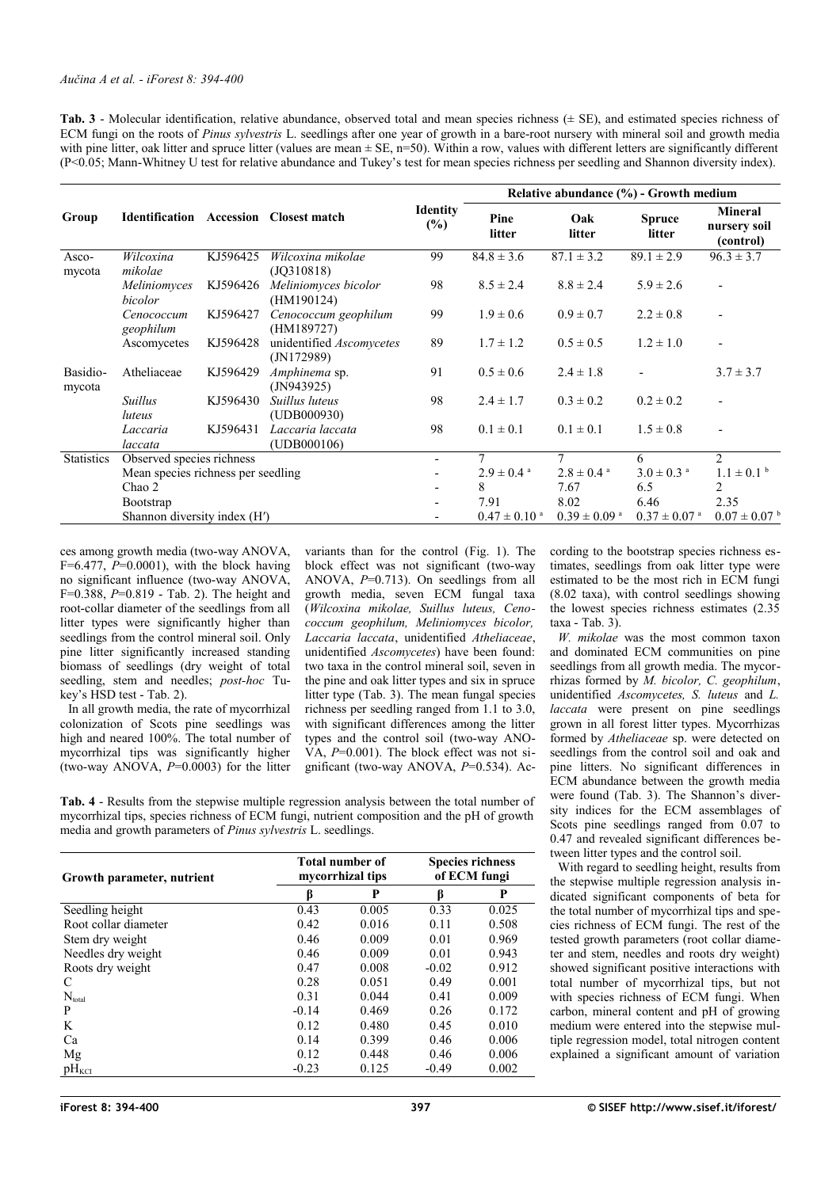**Tab. 3** - Molecular identification, relative abundance, observed total and mean species richness (± SE), and estimated species richness of ECM fungi on the roots of *Pinus sylvestris* L. seedlings after one year of growth in a bare-root nursery with mineral soil and growth media with pine litter, oak litter and spruce litter (values are mean ± SE, n=50). Within a row, values with different letters are significantly different (P<0.05; Mann-Whitney U test for relative abundance and Tukey's test for mean species richness per seedling and Shannon diversity index).

| Group | Identification | Accession | Closest match | Identity (%) | Relative abundance (%) - Growth medium | | | |
|---|---|---|---|---|---|---|---|---|
| | | | | | Pine litter | Oak litter | Spruce litter | Mineral nursery soil (control) |
| Asco-mycota | *Wilcoxina mikolae* | KJ596425 | *Wilcoxina mikolae* (JQ310818) | 99 | 84.8 ± 3.6 | 87.1 ± 3.2 | 89.1 ± 2.9 | 96.3 ± 3.7 |
| | *Meliniomyces bicolor* | KJ596426 | *Meliniomyces bicolor* (HM190124) | 98 | 8.5 ± 2.4 | 8.8 ± 2.4 | 5.9 ± 2.6 | - |
| | *Cenococcum geophilum* | KJ596427 | *Cenococcum geophilum* (HM189727) | 99 | 1.9 ± 0.6 | 0.9 ± 0.7 | 2.2 ± 0.8 | - |
| | Ascomycetes | KJ596428 | unidentified *Ascomycetes* (JN172989) | 89 | 1.7 ± 1.2 | 0.5 ± 0.5 | 1.2 ± 1.0 | - |
| Basidio-mycota | Atheliaceae | KJ596429 | *Amphinema* sp. (JN943925) | 91 | 0.5 ± 0.6 | 2.4 ± 1.8 | - | 3.7 ± 3.7 |
| | *Suillus luteus* | KJ596430 | *Suillus luteus* (UDB000930) | 98 | 2.4 ± 1.7 | 0.3 ± 0.2 | 0.2 ± 0.2 | - |
| | *Laccaria laccata* | KJ596431 | *Laccaria laccata* (UDB000106) | 98 | 0.1 ± 0.1 | 0.1 ± 0.1 | 1.5 ± 0.8 | - |
| Statistics | Observed species richness | | | - | 7 | 7 | 6 | 2 |
| | Mean species richness per seedling | | | - | 2.9 ± 0.4 [a] | 2.8 ± 0.4 [a] | 3.0 ± 0.3 [a] | 1.1 ± 0.1 [b] |
| | Chao 2 | | | - | 8 | 7.67 | 6.5 | 2 |
| | Bootstrap | | | - | 7.91 | 8.02 | 6.46 | 2.35 |
| | Shannon diversity index (H′) | | | - | 0.47 ± 0.10 [a] | 0.39 ± 0.09 [a] | 0.37 ± 0.07 [a] | 0.07 ± 0.07 [b] |

ces among growth media (two-way ANOVA, F=6.477, *P*=0.0001), with the block having no significant influence (two-way ANOVA, F=0.388, *P*=0.819 - Tab. 2). The height and root-collar diameter of the seedlings from all litter types were significantly higher than seedlings from the control mineral soil. Only pine litter significantly increased standing biomass of seedlings (dry weight of total seedling, stem and needles; *post-hoc* Tukey's HSD test - Tab. 2).

In all growth media, the rate of mycorrhizal colonization of Scots pine seedlings was high and neared 100%. The total number of mycorrhizal tips was significantly higher (two-way ANOVA, *P*=0.0003) for the litter variants than for the control (Fig. 1). The block effect was not significant (two-way ANOVA, *P*=0.713). On seedlings from all growth media, seven ECM fungal taxa (*Wilcoxina mikolae, Suillus luteus, Cenococcum geophilum, Meliniomyces bicolor, Laccaria laccata*, unidentified *Atheliaceae*, unidentified *Ascomycetes*) have been found: two taxa in the control mineral soil, seven in the pine and oak litter types and six in spruce litter type (Tab. 3). The mean fungal species richness per seedling ranged from 1.1 to 3.0, with significant differences among the litter types and the control soil (two-way ANOVA, *P*=0.001). The block effect was not significant (two-way ANOVA, *P*=0.534). According to the bootstrap species richness estimates, seedlings from oak litter type were estimated to be the most rich in ECM fungi (8.02 taxa), with control seedlings showing the lowest species richness estimates (2.35 taxa - Tab. 3).

*W. mikolae* was the most common taxon and dominated ECM communities on pine seedlings from all growth media. The mycorrhizas formed by *M. bicolor, C. geophilum*, unidentified *Ascomycetes, S. luteus* and *L. laccata* were present on pine seedlings grown in all forest litter types. Mycorrhizas formed by *Atheliaceae* sp. were detected on seedlings from the control soil and oak and pine litters. No significant differences in ECM abundance between the growth media were found (Tab. 3). The Shannon's diversity indices for the ECM assemblages of Scots pine seedlings ranged from 0.07 to 0.47 and revealed significant differences between litter types and the control soil.

With regard to seedling height, results from the stepwise multiple regression analysis indicated significant components of beta for the total number of mycorrhizal tips and species richness of ECM fungi. The rest of the tested growth parameters (root collar diameter and stem, needles and roots dry weight) showed significant positive interactions with total number of mycorrhizal tips, but not with species richness of ECM fungi. When carbon, mineral content and pH of growing medium were entered into the stepwise multiple regression model, total nitrogen content explained a significant amount of variation

**Tab. 4** - Results from the stepwise multiple regression analysis between the total number of mycorrhizal tips, species richness of ECM fungi, nutrient composition and the pH of growth media and growth parameters of *Pinus sylvestris* L. seedlings.

| Growth parameter, nutrient | Total number of mycorrhizal tips | | Species richness of ECM fungi | |
|---|---|---|---|---|
| | β | P | β | P |
| Seedling height | 0.43 | 0.005 | 0.33 | 0.025 |
| Root collar diameter | 0.42 | 0.016 | 0.11 | 0.508 |
| Stem dry weight | 0.46 | 0.009 | 0.01 | 0.969 |
| Needles dry weight | 0.46 | 0.009 | 0.01 | 0.943 |
| Roots dry weight | 0.47 | 0.008 | -0.02 | 0.912 |
| C | 0.28 | 0.051 | 0.49 | 0.001 |
| $N_{total}$ | 0.31 | 0.044 | 0.41 | 0.009 |
| P | -0.14 | 0.469 | 0.26 | 0.172 |
| K | 0.12 | 0.480 | 0.45 | 0.010 |
| Ca | 0.14 | 0.399 | 0.46 | 0.006 |
| Mg | 0.12 | 0.448 | 0.46 | 0.006 |
| $pH_{KCl}$ | -0.23 | 0.125 | -0.49 | 0.002 |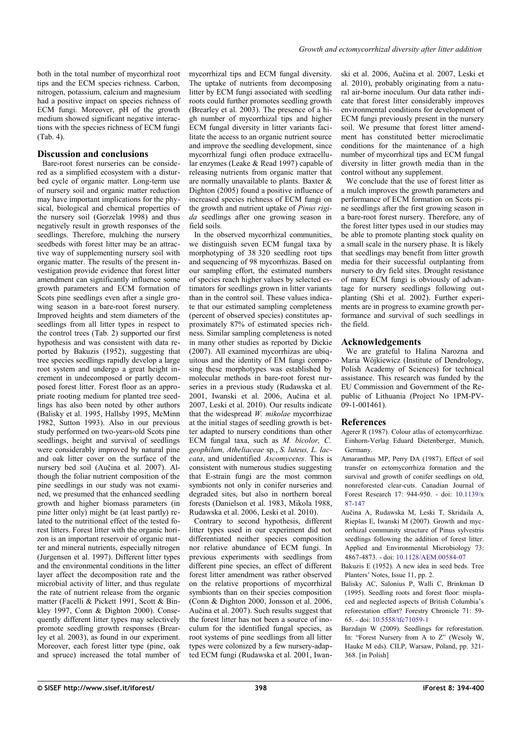both in the total number of mycorrhizal root tips and the ECM species richness. Carbon, nitrogen, potassium, calcium and magnesium had a positive impact on species richness of ECM fungi. Moreover, pH of the growth medium showed significant negative interactions with the species richness of ECM fungi (Tab. 4).

## Discussion and conclusions

Bare-root forest nurseries can be considered as a simplified ecosystem with a disturbed cycle of organic matter. Long-term use of nursery soil and organic matter reduction may have important implications for the physical, biological and chemical properties of the nursery soil (Gorzelak 1998) and thus negatively result in growth responses of the seedlings. Therefore, mulching the nursery seedbeds with forest litter may be an attractive way of supplementing nursery soil with organic matter. The results of the present investigation provide evidence that forest litter amendment can significantly influence some growth parameters and ECM formation of Scots pine seedlings even after a single growing season in a bare-root forest nursery. Improved heights and stem diameters of the seedlings from all litter types in respect to the control trees (Tab. 2) supported our first hypothesis and was consistent with data reported by Bakuzis (1952), suggesting that tree species seedlings rapidly develop a large root system and undergo a great height increment in undecomposed or partly decomposed forest litter. Forest floor as an appropriate rooting medium for planted tree seedlings has also been noted by other authors (Balisky et al. 1995, Hallsby 1995, McMinn 1982, Sutton 1993). Also in our previous study performed on two-years-old Scots pine seedlings, height and survival of seedlings were considerably improved by natural pine and oak litter cover on the surface of the nursery bed soil (Aučina et al. 2007). Although the foliar nutrient composition of the pine seedlings in our study was not examined, we presumed that the enhanced seedling growth and higher biomass parameters (in pine litter only) might be (at least partly) related to the nutritional effect of the tested forest litters. Forest litter with the organic horizon is an important reservoir of organic matter and mineral nutrients, especially nitrogen (Jurgensen et al. 1997). Different litter types and the environmental conditions in the litter layer affect the decomposition rate and the microbial activity of litter, and thus regulate the rate of nutrient release from the organic matter (Facelli & Pickett 1991, Scott & Binkley 1997, Conn & Dighton 2000). Consequently different litter types may selectively promote seedling growth responses (Brearley et al. 2003), as found in our experiment. Moreover, each forest litter type (pine, oak and spruce) increased the total number of mycorrhizal tips and ECM fungal diversity. The uptake of nutrients from decomposing litter by ECM fungi associated with seedling roots could further promotes seedling growth (Brearley et al. 2003). The presence of a high number of mycorrhizal tips and higher ECM fungal diversity in litter variants facilitate the access to an organic nutrient source and improve the seedling development, since mycorrhizal fungi often produce extracellular enzymes (Leake & Read 1997) capable of releasing nutrients from organic matter that are normally unavailable to plants. Baxter & Dighton (2005) found a positive influence of increased species richness of ECM fungi on the growth and nutrient uptake of *Pinus rigida* seedlings after one growing season in field soils.

In the observed mycorrhizal communities, we distinguish seven ECM fungal taxa by morphotyping of 38 320 seedling root tips and sequencing of 98 mycorrhizas. Based on our sampling effort, the estimated numbers of species reach higher values by selected estimators for seedlings grown in litter variants than in the control soil. These values indicate that our estimated sampling completeness (percent of observed species) constitutes approximately 87% of estimated species richness. Similar sampling completeness is noted in many other studies as reported by Dickie (2007). All examined mycorrhizas are ubiquitous and the identity of EM fungi composing these morphotypes was established by molecular methods in bare-root forest nurseries in a previous study (Rudawska et al. 2001, Iwanski et al. 2006, Aučina et al. 2007, Leski et al. 2010). Our results indicate that the widespread *W. mikolae* mycorrhizae at the initial stages of seedling growth is better adapted to nursery conditions than other ECM fungal taxa, such as *M. bicolor, C. geophilum, Atheliaceae* sp., *S. luteus, L. laccata*, and unidentified *Ascomycetes*. This is consistent with numerous studies suggesting that E-strain fungi are the most common symbionts not only in conifer nurseries and degraded sites, but also in northern boreal forests (Danielson et al. 1983, Mikola 1988, Rudawska et al. 2006, Leski et al. 2010).

Contrary to second hypothesis, different litter types used in our experiment did not differentiated neither species composition nor relative abundance of ECM fungi. In previous experiments with seedlings from different pine species, an effect of different forest litter amendment was rather observed on the relative proportions of mycorrhizal symbionts than on their species composition (Conn & Dighton 2000, Jonsson et al. 2006, Aučina et al. 2007). Such results suggest that the forest litter has not been a source of inoculum for the identified fungal species, as root systems of pine seedlings from all litter types were colonized by a few nursery-adapted ECM fungi (Rudawska et al. 2001, Iwanski et al. 2006, Aučina et al. 2007, Leski et al. 2010), probably originating from a natural air-borne inoculum. Our data rather indicate that forest litter considerably improves environmental conditions for development of ECM fungi previously present in the nursery soil. We presume that forest litter amendment has constituted better microclimatic conditions for the maintenance of a high number of mycorrhizal tips and ECM fungal diversity in litter growth media than in the control without any supplement.

We conclude that the use of forest litter as a mulch improves the growth parameters and performance of ECM formation on Scots pine seedlings after the first growing season in a bare-root forest nursery. Therefore, any of the forest litter types used in our studies may be able to promote planting stock quality on a small scale in the nursery phase. It is likely that seedlings may benefit from litter growth media for their successful outplanting from nursery to dry field sites. Drought resistance of many ECM fungi is obviously of advantage for nursery seedlings following outplanting (Shi et al. 2002). Further experiments are in progress to examine growth performance and survival of such seedlings in the field.

## Acknowledgements

We are grateful to Halina Narozna and Maria Wójkiewicz (Institute of Dendrology, Polish Academy of Sciences) for technical assistance. This research was funded by the EU Commission and Government of the Republic of Lithuania (Project No 1PM-PV-09-1-001461).

## References

Agerer R (1987). Colour atlas of ectomycorrhizae. Einhorn-Verlag Eduard Dietenberger, Munich, Germany.

Amaranthus MP, Perry DA (1987). Effect of soil transfer on ectomycorrhiza formation and the survival and growth of conifer seedlings on old, nonreforested clear-cuts. Canadian Journal of Forest Research 17: 944-950. - doi: 10.1139/x87-147

Aučina A, Rudawska M, Leski T, Skridaila A, Riepšas E, Iwanski M (2007). Growth and mycorrhizal community structure of Pinus sylvestris seedlings following the addition of forest litter. Applied and Environmental Microbiology 73: 4867-4873. - doi: 10.1128/AEM.00584-07

Bakuzis E (1952). A new idea in seed beds. Tree Planters' Notes, Issue 11, pp. 2.

Balisky AC, Salonius P, Walli C, Brinkman D (1995). Seedling roots and forest floor: misplaced and neglected aspects of British Columbia's reforestation effort? Forestry Chronicle 71: 59-65. - doi: 10.5558/tfc71059-1

Barzdajn W (2009). Seedlings for reforestation. In: "Forest Nursery from A to Z" (Wesoly W, Hauke M eds). CILP, Warsaw, Poland, pp. 321-368. [in Polish]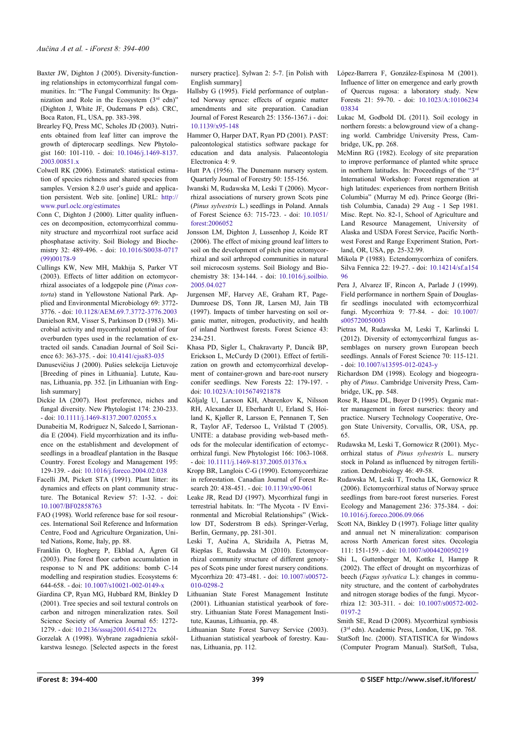Baxter JW, Dighton J (2005). Diversity-functioning relationships in ectomycorrhizal fungal communities. In: "The Fungal Community: Its Organization and Role in the Ecosystem (3[rd] edn)" (Dighton J, White JF, Oudemans P eds). CRC, Boca Raton, FL, USA, pp. 383-398.

Brearley FQ, Press MC, Scholes JD (2003). Nutrients obtained from leaf litter can improve the growth of dipterocarp seedlings. New Phytologist 160: 101-110. - doi: 10.1046/j.1469-8137.2003.00851.x

Colwell RK (2006). EstimateS: statistical estimation of species richness and shared species from samples. Version 8.2.0 user's guide and application persistent. Web site. [online] URL: http://www.purl.oclc.org/estimates

Conn C, Dighton J (2000). Litter quality influences on decomposition, ectomycorrhizal community structure and mycorrhizal root surface acid phosphatase activity. Soil Biology and Biochemistry 32: 489-496. - doi: 10.1016/S0038-0717(99)00178-9

Cullings KW, New MH, Makhija S, Parker VT (2003). Effects of litter addition on ectomycorrhizal associates of a lodgepole pine (*Pinus contorta*) stand in Yellowstone National Park. Applied and Environmental Microbiology 69: 3772-3776. - doi: 10.1128/AEM.69.7.3772-3776.2003

Danielson RM, Visser S, Parkinson D (1983). Microbial activity and mycorrhizal potential of four overburden types used in the reclamation of extracted oil sands. Canadian Journal of Soil Science 63: 363-375. - doi: 10.4141/cjss83-035

Danusevičius J (2000). Pušies selekcija Lietuvoje [Breeding of pines in Lithuania]. Lutute, Kaunas, Lithuania, pp. 352. [in Lithuanian with English summary]

Dickie IA (2007). Host preference, niches and fungal diversity. New Phytologist 174: 230-233. - doi: 10.1111/j.1469-8137.2007.02055.x

Dunabeitia M, Rodriguez N, Salcedo I, Sarrionandia E (2004). Field mycorrhization and its influence on the establishment and development of seedlings in a broadleaf plantation in the Basque Country. Forest Ecology and Management 195: 129-139. - doi: 10.1016/j.foreco.2004.02.038

Facelli JM, Pickett STA (1991). Plant litter: its dynamics and effects on plant community structure. The Botanical Review 57: 1-32. - doi: 10.1007/BF02858763

FAO (1998). World reference base for soil resources. International Soil Reference and Information Centre, Food and Agriculture Organization, United Nations, Rome, Italy, pp. 88.

Franklin O, Hogberg P, Ekblad A, Ågren GI (2003). Pine forest floor carbon accumulation in response to N and PK additions: bomb C-14 modelling and respiration studies. Ecosystems 6: 644-658. - doi: 10.1007/s10021-002-0149-x

Giardina CP, Ryan MG, Hubbard RM, Binkley D (2001). Tree species and soil textural controls on carbon and nitrogen mineralization rates. Soil Science Society of America Journal 65: 1272-1279. - doi: 10.2136/sssaj2001.6541272x

Gorzelak A (1998). Wybrane zagadnienia szkólkarstwa lesnego. [Selected aspects in the forest nursery practice]. Sylwan 2: 5-7. [in Polish with English summary]

Hallsby G (1995). Field performance of outplanted Norway spruce: effects of organic matter amendments and site preparation. Canadian Journal of Forest Research 25: 1356-1367.i - doi: 10.1139/x95-148

Hammer O, Harper DAT, Ryan PD (2001). PAST: paleontological statistics software package for education and data analysis. Palaeontologia Electronica 4: 9.

Hutt PA (1956). The Dunemann nursery system. Quarterly Journal of Forestry 50: 155-156.

Iwanski M, Rudawska M, Leski T (2006). Mycorrhizal associations of nursery grown Scots pine (*Pinus sylvestris* L.) seedlings in Poland. Annals of Forest Science 63: 715-723. - doi: 10.1051/forest:2006052

Jonsson LM, Dighton J, Lussenhop J, Koide RT (2006). The effect of mixing ground leaf litters to soil on the development of pitch pine ectomycorrhizal and soil arthropod communities in natural soil microcosm systems. Soil Biology and Biochemistry 38: 134-144. - doi: 10.1016/j.soilbio.2005.04.027

Jurgensen MF, Harvey AE, Graham RT, Page-Dumroese DS, Tonn JR, Larsen MJ, Jain TB (1997). Impacts of timber harvesting on soil organic matter, nitrogen, productivity, and health of inland Northwest forests. Forest Science 43: 234-251.

Khasa PD, Sigler L, Chakravarty P, Dancik BP, Erickson L, McCurdy D (2001). Effect of fertilization on growth and ectomycorrhizal development of container-grown and bare-root nursery conifer seedlings. New Forests 22: 179-197. - doi: 10.1023/A:1015674921878

Kõljalg U, Larsson KH, Abarenkov K, Nilsson RH, Alexander IJ, Eberhardt U, Erland S, Hoiland K, Kjøller R, Larsson E, Pennanen T, Sen R, Taylor AF, Tedersoo L, Vrålstad T (2005). UNITE: a database providing web-based methods for the molecular identification of ectomycorrhizal fungi. New Phytologist 166: 1063-1068. - doi: 10.1111/j.1469-8137.2005.01376.x

Kropp BR, Langlois C-G (1990). Ectomycorrhizae in reforestation. Canadian Journal of Forest Research 20: 438-451. - doi: 10.1139/x90-061

Leake JR, Read DJ (1997). Mycorrhizal fungi in terrestrial habitats. In: "The Mycota - IV Environmental and Microbial Relationships" (Wicklow DT, Soderstrom B eds). Springer-Verlag, Berlin, Germany, pp. 281-301.

Leski T, Aučina A, Skridaila A, Pietras M, Riepšas E, Rudawska M (2010). Ectomycorrhizal community structure of different genotypes of Scots pine under forest nursery conditions. Mycorrhiza 20: 473-481. - doi: 10.1007/s00572-010-0298-2

Lithuanian State Forest Management Institute (2001). Lithuanian statistical yearbook of forestry. Lithuanian State Forest Management Institute, Kaunas, Lithuania, pp. 48.

Lithuanian State Forest Survey Service (2003). Lithuanian statistical yearbook of forestry. Kaunas, Lithuania, pp. 112.

López-Barrera F, González-Espinosa M (2001). Influence of litter on emergence and early growth of Quercus rugosa: a laboratory study. New Forests 21: 59-70. - doi: 10.1023/A:1010623403834

Lukac M, Godbold DL (2011). Soil ecology in northern forests: a belowground view of a changing world. Cambridge University Press, Cambridge, UK, pp. 268.

McMinn RG (1982). Ecology of site preparation to improve performance of planted white spruce in northern latitudes. In: Proceedings of the "3[rd] International Workshop: Forest regeneration at high latitudes: experiences from northern British Columbia" (Murray M ed). Prince George (British Columbia, Canada) 29 Aug - 1 Sep 1981. Misc. Rept. No. 82-1, School of Agriculture and Land Resource Management, University of Alaska and USDA Forest Service, Pacific Northwest Forest and Range Experiment Station, Portland, OR, USA, pp. 25-32.99.

Mikola P (1988). Ectendomycorrhiza of conifers. Silva Fennica 22: 19-27. - doi: 10.14214/sf.a15496

Pera J, Alvarez IF, Rincon A, Parlade J (1999). Field performance in northern Spain of Douglas-fir seedlings inoculated with ectomycorrhizal fungi. Mycorrhiza 9: 77-84. - doi: 10.1007/s005720050003

Pietras M, Rudawska M, Leski T, Karlinski L (2012). Diversity of ectomycorrhizal fungus assemblages on nursery grown European beech seedlings. Annals of Forest Science 70: 115-121. - doi: 10.1007/s13595-012-0243-y

Richardson DM (1998). Ecology and biogeography of *Pinus*. Cambridge University Press, Cambridge, UK, pp. 548.

Rose R, Haase DL, Boyer D (1995). Organic matter management in forest nurseries: theory and practice. Nursery Technology Cooperative, Oregon State University, Corvallis, OR, USA, pp. 65.

Rudawska M, Leski T, Gornowicz R (2001). Mycorrhizal status of *Pinus sylvestris* L. nursery stock in Poland as influenced by nitrogen fertilization. Dendrobiology 46: 49-58.

Rudawska M, Leski T, Trocha LK, Gornowicz R (2006). Ectomycorrhizal status of Norway spruce seedlings from bare-root forest nurseries. Forest Ecology and Management 236: 375-384. - doi: 10.1016/j.foreco.2006.09.066

Scott NA, Binkley D (1997). Foliage litter quality and annual net N mineralization: comparison across North American forest sites. Oecologia 111: 151-159. - doi: 10.1007/s004420050219

Shi L, Guttenberger M, Kottke I, Hampp R (2002). The effect of drought on mycorrhizas of beech (*Fagus sylvatica* L.): changes in community structure, and the content of carbohydrates and nitrogen storage bodies of the fungi. Mycorrhiza 12: 303-311. - doi: 10.1007/s00572-002-0197-2

Smith SE, Read D (2008). Mycorrhizal symbiosis (3[rd] edn). Academic Press, London, UK, pp. 768.

StatSoft Inc. (2000). STATISTICA for Windows (Computer Program Manual). StatSoft, Tulsa,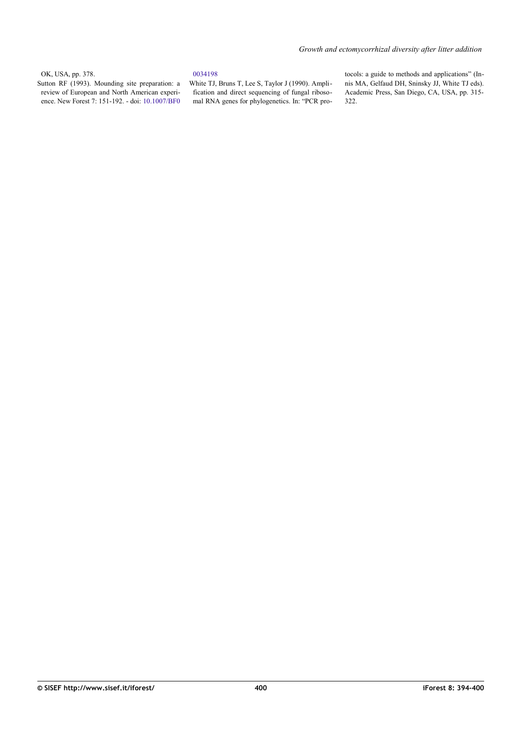OK, USA, pp. 378.

Sutton RF (1993). Mounding site preparation: a review of European and North American experience. New Forest 7: 151-192. - doi: 10.1007/BF00034198

White TJ, Bruns T, Lee S, Taylor J (1990). Amplification and direct sequencing of fungal ribosomal RNA genes for phylogenetics. In: "PCR protocols: a guide to methods and applications" (Innis MA, Gelfaud DH, Sninsky JJ, White TJ eds). Academic Press, San Diego, CA, USA, pp. 315-322.